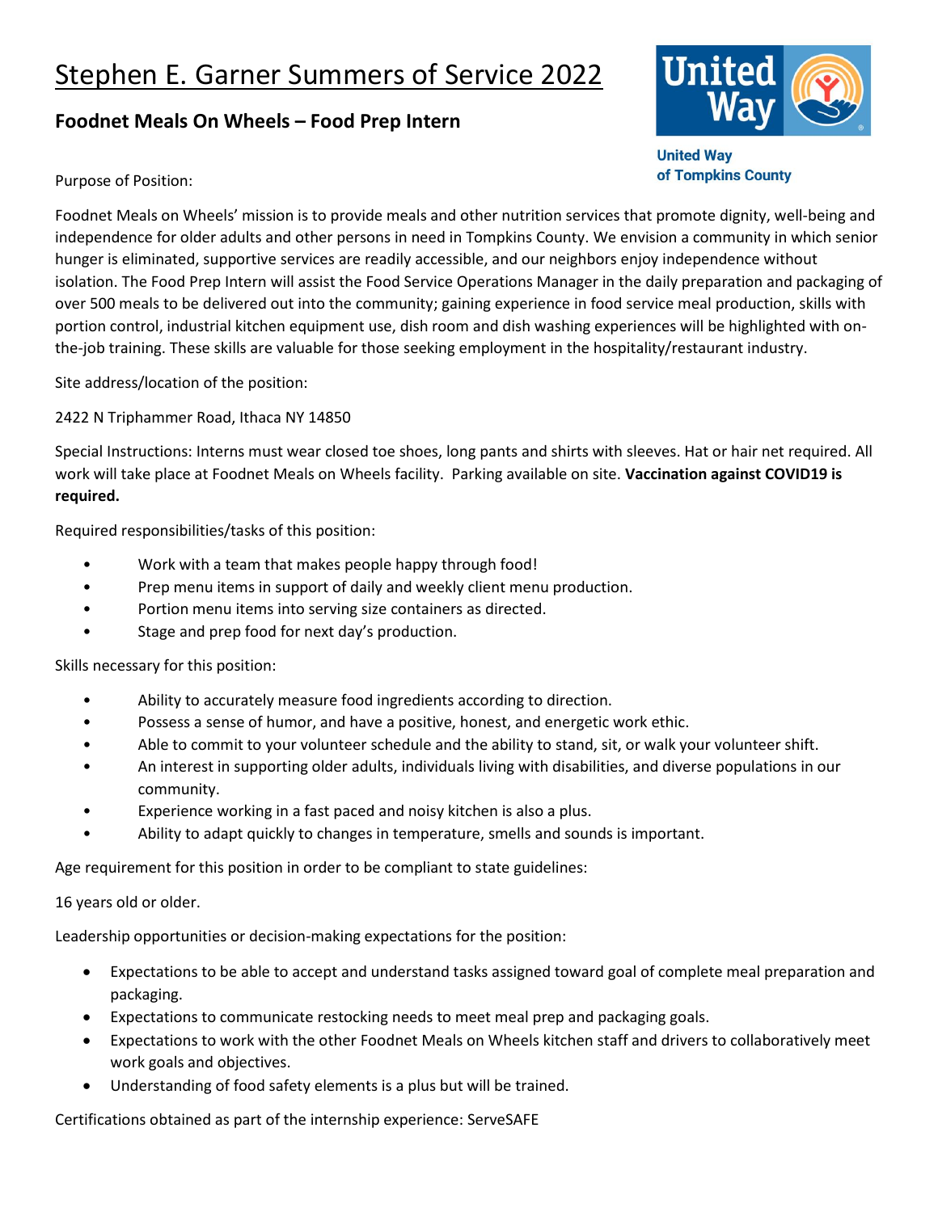# Stephen E. Garner Summers of Service 2022

## Foodnet Meals On Wheels – Food Prep Intern

United Way of Tompkins County

Purpose of Position:

Foodnet Meals on Wheels' mission is to provide meals and other nutrition services that promote dignity, well-being and independence for older adults and other persons in need in Tompkins County. We envision a community in which senior hunger is eliminated, supportive services are readily accessible, and our neighbors enjoy independence without isolation. The Food Prep Intern will assist the Food Service Operations Manager in the daily preparation and packaging of over 500 meals to be delivered out into the community; gaining experience in food service meal production, skills with portion control, industrial kitchen equipment use, dish room and dish washing experiences will be highlighted with on-the-job training. These skills are valuable for those seeking employment in the hospitality/restaurant industry.

Site address/location of the position:

2422 N Triphammer Road, Ithaca NY 14850

Special Instructions: Interns must wear closed toe shoes, long pants and shirts with sleeves. Hat or hair net required. All work will take place at Foodnet Meals on Wheels facility. Parking available on site. **Vaccination against COVID19 is required.**

Required responsibilities/tasks of this position:

- Work with a team that makes people happy through food!
- Prep menu items in support of daily and weekly client menu production.
- Portion menu items into serving size containers as directed.
- Stage and prep food for next day's production.

Skills necessary for this position:

- Ability to accurately measure food ingredients according to direction.
- Possess a sense of humor, and have a positive, honest, and energetic work ethic.
- Able to commit to your volunteer schedule and the ability to stand, sit, or walk your volunteer shift.
- An interest in supporting older adults, individuals living with disabilities, and diverse populations in our community.
- Experience working in a fast paced and noisy kitchen is also a plus.
- Ability to adapt quickly to changes in temperature, smells and sounds is important.

Age requirement for this position in order to be compliant to state guidelines:

16 years old or older.

Leadership opportunities or decision-making expectations for the position:

- Expectations to be able to accept and understand tasks assigned toward goal of complete meal preparation and packaging.
- Expectations to communicate restocking needs to meet meal prep and packaging goals.
- Expectations to work with the other Foodnet Meals on Wheels kitchen staff and drivers to collaboratively meet work goals and objectives.
- Understanding of food safety elements is a plus but will be trained.

Certifications obtained as part of the internship experience: ServeSAFE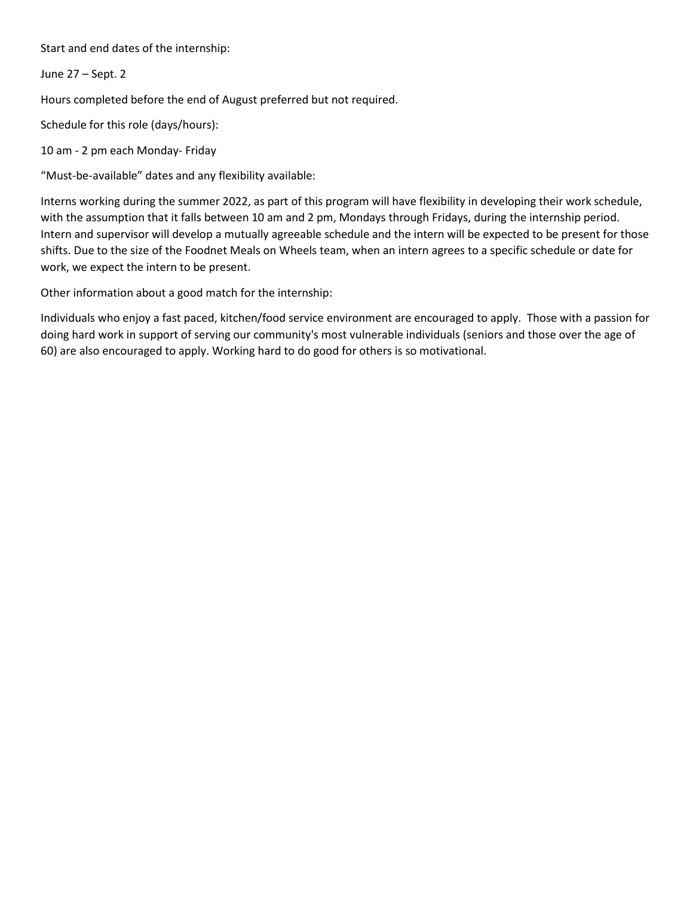Start and end dates of the internship:

June 27 – Sept. 2

Hours completed before the end of August preferred but not required.

Schedule for this role (days/hours):

10 am - 2 pm each Monday- Friday

"Must-be-available" dates and any flexibility available:

Interns working during the summer 2022, as part of this program will have flexibility in developing their work schedule, with the assumption that it falls between 10 am and 2 pm, Mondays through Fridays, during the internship period. Intern and supervisor will develop a mutually agreeable schedule and the intern will be expected to be present for those shifts. Due to the size of the Foodnet Meals on Wheels team, when an intern agrees to a specific schedule or date for work, we expect the intern to be present.

Other information about a good match for the internship:

Individuals who enjoy a fast paced, kitchen/food service environment are encouraged to apply. Those with a passion for doing hard work in support of serving our community's most vulnerable individuals (seniors and those over the age of 60) are also encouraged to apply. Working hard to do good for others is so motivational.